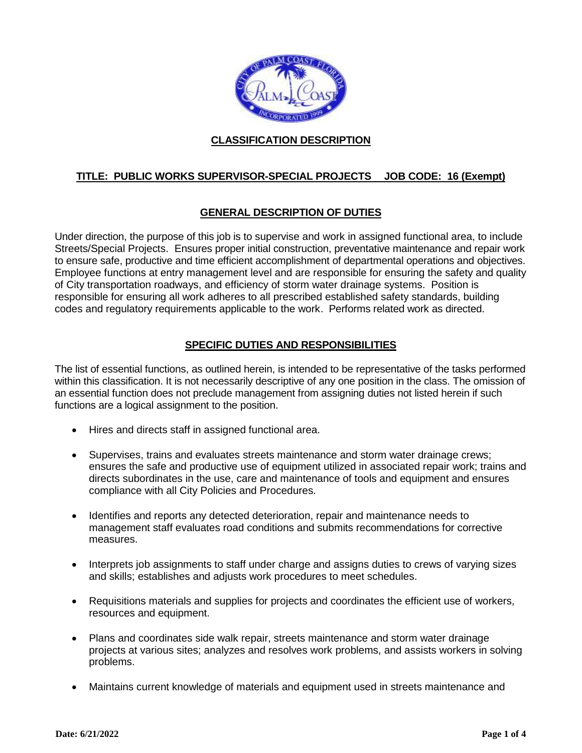## CLASSIFICATION DESCRIPTION

### TITLE: PUBLIC WORKS SUPERVISOR-SPECIAL PROJECTS JOB CODE: 16 (Exempt)

### GENERAL DESCRIPTION OF DUTIES

Under direction, the purpose of this job is to supervise and work in assigned functional area, to include Streets/Special Projects. Ensures proper initial construction, preventative maintenance and repair work to ensure safe, productive and time efficient accomplishment of departmental operations and objectives. Employee functions at entry management level and are responsible for ensuring the safety and quality of City transportation roadways, and efficiency of storm water drainage systems. Position is responsible for ensuring all work adheres to all prescribed established safety standards, building codes and regulatory requirements applicable to the work. Performs related work as directed.

### SPECIFIC DUTIES AND RESPONSIBILITIES

The list of essential functions, as outlined herein, is intended to be representative of the tasks performed within this classification. It is not necessarily descriptive of any one position in the class. The omission of an essential function does not preclude management from assigning duties not listed herein if such functions are a logical assignment to the position.

- Hires and directs staff in assigned functional area.
- Supervises, trains and evaluates streets maintenance and storm water drainage crews; ensures the safe and productive use of equipment utilized in associated repair work; trains and directs subordinates in the use, care and maintenance of tools and equipment and ensures compliance with all City Policies and Procedures.
- Identifies and reports any detected deterioration, repair and maintenance needs to management staff evaluates road conditions and submits recommendations for corrective measures.
- Interprets job assignments to staff under charge and assigns duties to crews of varying sizes and skills; establishes and adjusts work procedures to meet schedules.
- Requisitions materials and supplies for projects and coordinates the efficient use of workers, resources and equipment.
- Plans and coordinates side walk repair, streets maintenance and storm water drainage projects at various sites; analyzes and resolves work problems, and assists workers in solving problems.
- Maintains current knowledge of materials and equipment used in streets maintenance and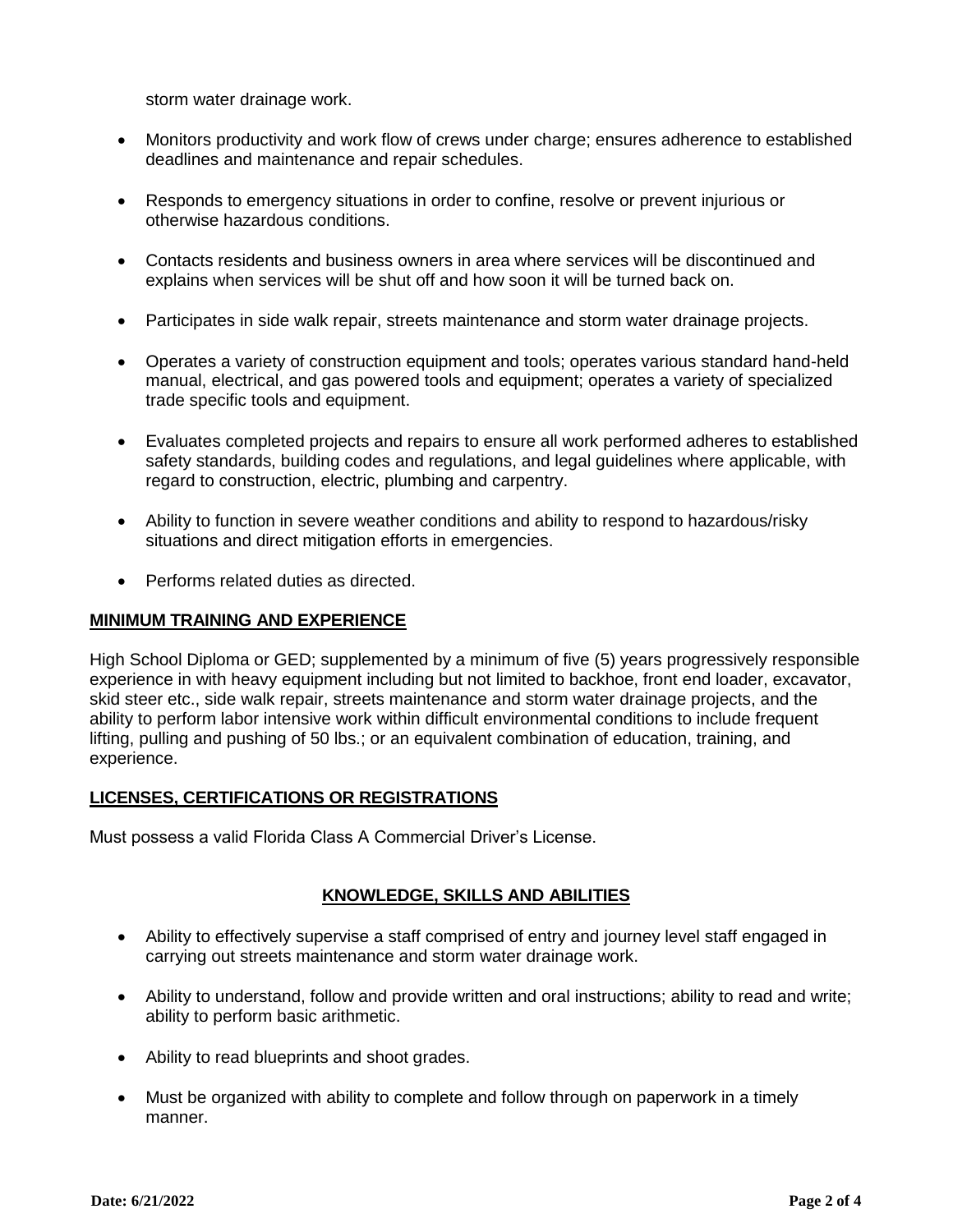storm water drainage work.

- Monitors productivity and work flow of crews under charge; ensures adherence to established deadlines and maintenance and repair schedules.

- Responds to emergency situations in order to confine, resolve or prevent injurious or otherwise hazardous conditions.

- Contacts residents and business owners in area where services will be discontinued and explains when services will be shut off and how soon it will be turned back on.

- Participates in side walk repair, streets maintenance and storm water drainage projects.

- Operates a variety of construction equipment and tools; operates various standard hand-held manual, electrical, and gas powered tools and equipment; operates a variety of specialized trade specific tools and equipment.

- Evaluates completed projects and repairs to ensure all work performed adheres to established safety standards, building codes and regulations, and legal guidelines where applicable, with regard to construction, electric, plumbing and carpentry.

- Ability to function in severe weather conditions and ability to respond to hazardous/risky situations and direct mitigation efforts in emergencies.

- Performs related duties as directed.

## MINIMUM TRAINING AND EXPERIENCE

High School Diploma or GED; supplemented by a minimum of five (5) years progressively responsible experience in with heavy equipment including but not limited to backhoe, front end loader, excavator, skid steer etc., side walk repair, streets maintenance and storm water drainage projects, and the ability to perform labor intensive work within difficult environmental conditions to include frequent lifting, pulling and pushing of 50 lbs.; or an equivalent combination of education, training, and experience.

## LICENSES, CERTIFICATIONS OR REGISTRATIONS

Must possess a valid Florida Class A Commercial Driver's License.

## KNOWLEDGE, SKILLS AND ABILITIES

- Ability to effectively supervise a staff comprised of entry and journey level staff engaged in carrying out streets maintenance and storm water drainage work.

- Ability to understand, follow and provide written and oral instructions; ability to read and write; ability to perform basic arithmetic.

- Ability to read blueprints and shoot grades.

- Must be organized with ability to complete and follow through on paperwork in a timely manner.

**Date: 6/21/2022**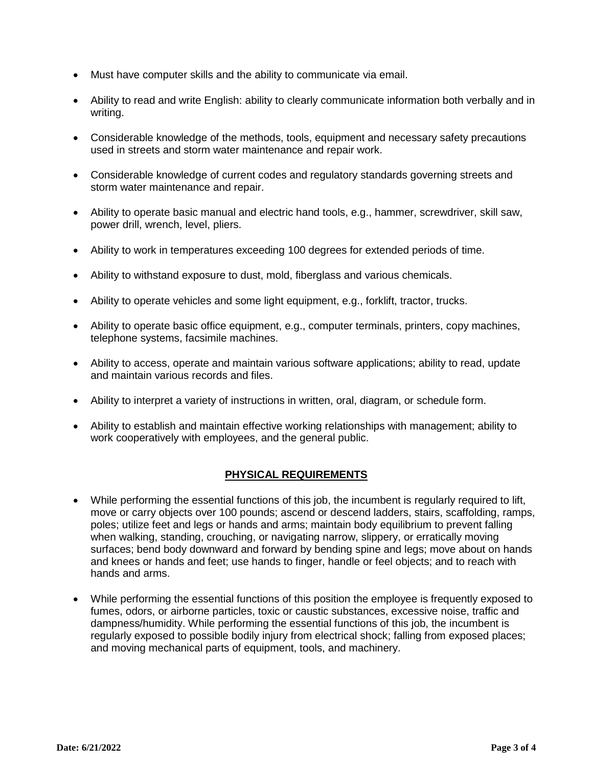- Must have computer skills and the ability to communicate via email.
- Ability to read and write English: ability to clearly communicate information both verbally and in writing.
- Considerable knowledge of the methods, tools, equipment and necessary safety precautions used in streets and storm water maintenance and repair work.
- Considerable knowledge of current codes and regulatory standards governing streets and storm water maintenance and repair.
- Ability to operate basic manual and electric hand tools, e.g., hammer, screwdriver, skill saw, power drill, wrench, level, pliers.
- Ability to work in temperatures exceeding 100 degrees for extended periods of time.
- Ability to withstand exposure to dust, mold, fiberglass and various chemicals.
- Ability to operate vehicles and some light equipment, e.g., forklift, tractor, trucks.
- Ability to operate basic office equipment, e.g., computer terminals, printers, copy machines, telephone systems, facsimile machines.
- Ability to access, operate and maintain various software applications; ability to read, update and maintain various records and files.
- Ability to interpret a variety of instructions in written, oral, diagram, or schedule form.
- Ability to establish and maintain effective working relationships with management; ability to work cooperatively with employees, and the general public.

## PHYSICAL REQUIREMENTS

- While performing the essential functions of this job, the incumbent is regularly required to lift, move or carry objects over 100 pounds; ascend or descend ladders, stairs, scaffolding, ramps, poles; utilize feet and legs or hands and arms; maintain body equilibrium to prevent falling when walking, standing, crouching, or navigating narrow, slippery, or erratically moving surfaces; bend body downward and forward by bending spine and legs; move about on hands and knees or hands and feet; use hands to finger, handle or feel objects; and to reach with hands and arms.
- While performing the essential functions of this position the employee is frequently exposed to fumes, odors, or airborne particles, toxic or caustic substances, excessive noise, traffic and dampness/humidity. While performing the essential functions of this job, the incumbent is regularly exposed to possible bodily injury from electrical shock; falling from exposed places; and moving mechanical parts of equipment, tools, and machinery.

**Date: 6/21/2022**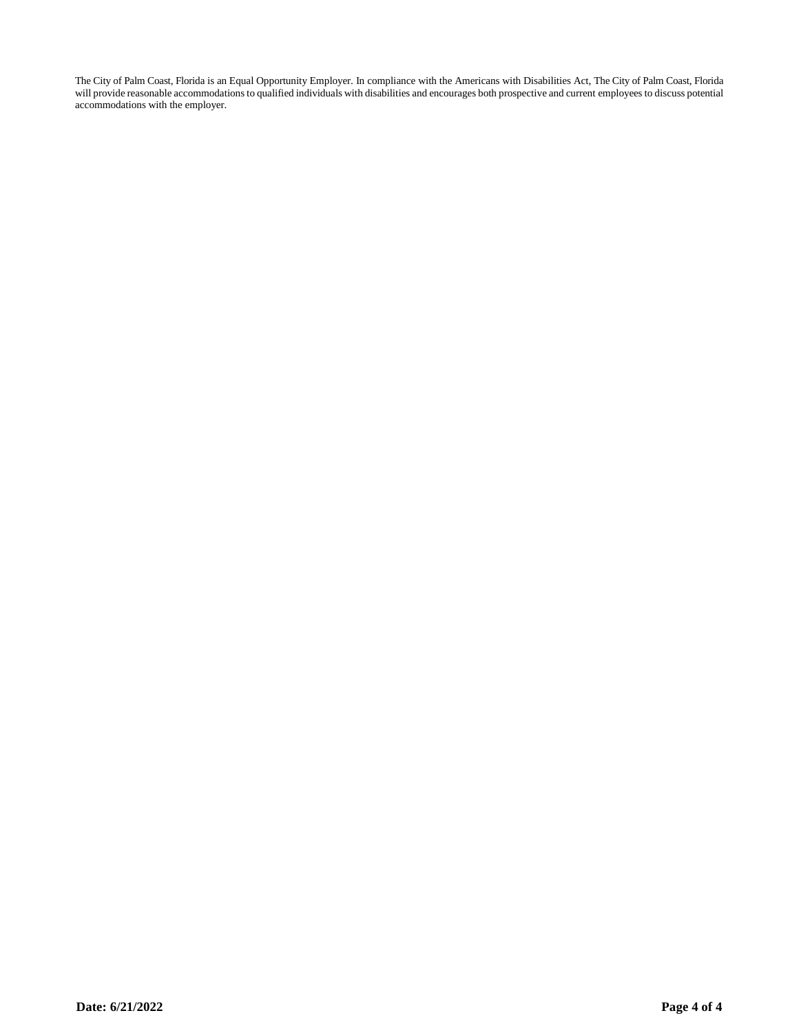The City of Palm Coast, Florida is an Equal Opportunity Employer. In compliance with the Americans with Disabilities Act, The City of Palm Coast, Florida will provide reasonable accommodations to qualified individuals with disabilities and encourages both prospective and current employees to discuss potential accommodations with the employer.